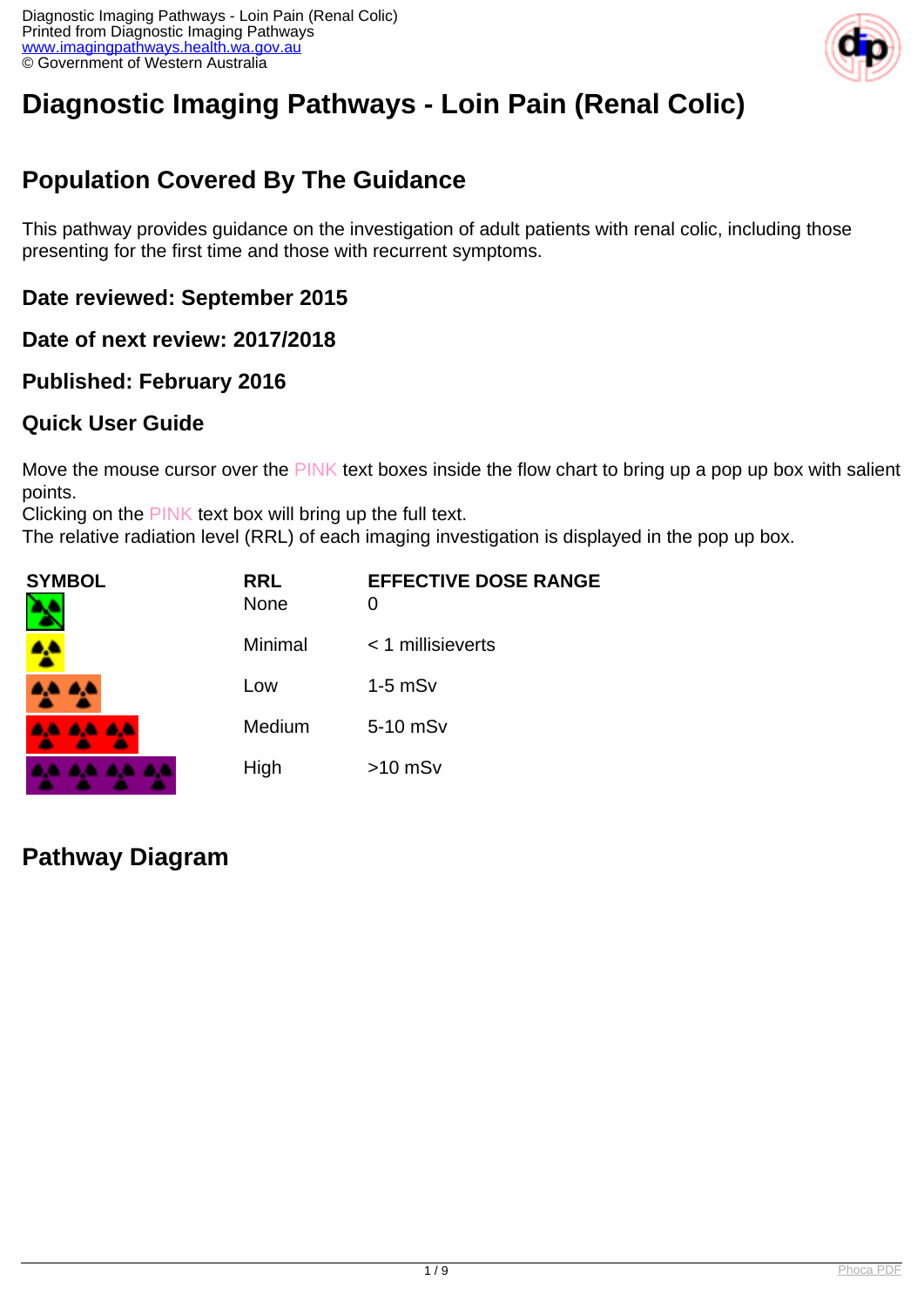# Diagnostic Imaging Pathways - Loin Pain (Renal Colic)

## Population Covered By The Guidance

This pathway provides guidance on the investigation of adult patients with renal colic, including those presenting for the first time and those with recurrent symptoms.

### Date reviewed: September 2015

### Date of next review: 2017/2018

### Published: February 2016

### Quick User Guide

Move the mouse cursor over the PINK text boxes inside the flow chart to bring up a pop up box with salient points.
Clicking on the PINK text box will bring up the full text.
The relative radiation level (RRL) of each imaging investigation is displayed in the pop up box.

| SYMBOL | RRL | EFFECTIVE DOSE RANGE |
|---|---|---|
| | None | 0 |
| | Minimal | < 1 millisieverts |
| | Low | 1-5 mSv |
| | Medium | 5-10 mSv |
| | High | >10 mSv |

## Pathway Diagram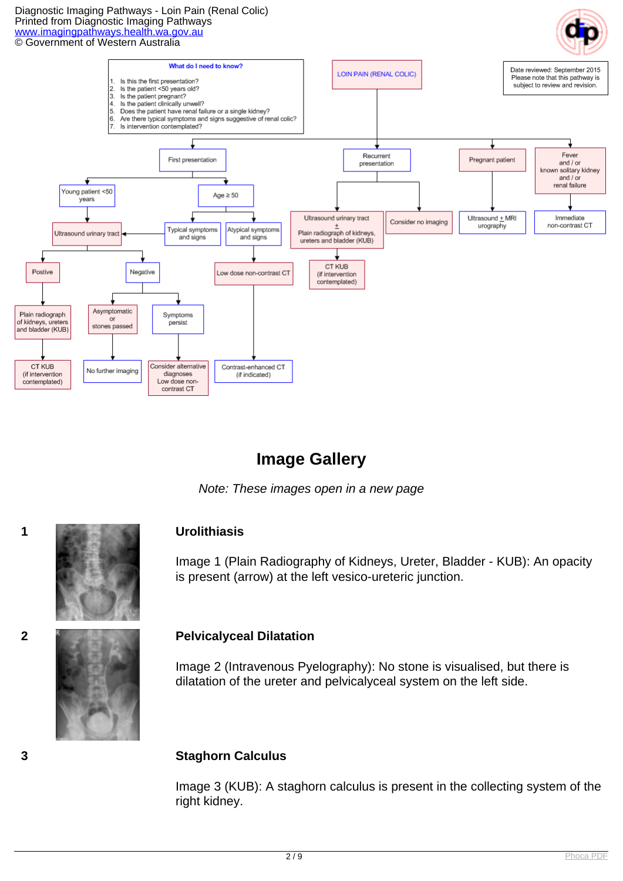What do I need to know?

1. Is this the first presentation?
2. Is the patient <50 years old?
3. Is the patient pregnant?
4. Is the patient clinically unwell?
5. Does the patient have renal failure or a single kidney?
6. Are there typical symptoms and signs suggestive of renal colic?
7. Is intervention contemplated?

LOIN PAIN (RENAL COLIC)

Date reviewed: September 2015
Please note that this pathway is subject to review and revision.

- First presentation
  - Young patient <50 years
    - Ultrasound urinary tract
      - Postive
        - Plain radiograph of kidneys, ureters and bladder (KUB)
          - CT KUB (if intervention contemplated)
      - Negative
        - Asymptomatic or stones passed
          - No further imaging
        - Symptoms persist
          - Consider alternative diagnoses Low dose non-contrast CT
  - Age ≥ 50
    - Typical symptoms and signs → Ultrasound urinary tract
    - Atypical symptoms and signs
      - Low dose non-contrast CT
        - Contrast-enhanced CT (if indicated)
- Recurrent presentation
  - Ultrasound urinary tract ± Plain radiograph of kidneys, ureters and bladder (KUB)
    - CT KUB (if intervention contemplated)
  - Consider no imaging
- Pregnant patient
  - Ultrasound ± MRI urography
- Fever and / or known solitary kidney and / or renal failure
  - Immediate non-contrast CT

## Image Gallery

*Note: These images open in a new page*

**1**

### Urolithiasis

Image 1 (Plain Radiography of Kidneys, Ureter, Bladder - KUB): An opacity is present (arrow) at the left vesico-ureteric junction.

**2**

### Pelvicalyceal Dilatation

Image 2 (Intravenous Pyelography): No stone is visualised, but there is dilatation of the ureter and pelvicalyceal system on the left side.

**3**

### Staghorn Calculus

Image 3 (KUB): A staghorn calculus is present in the collecting system of the right kidney.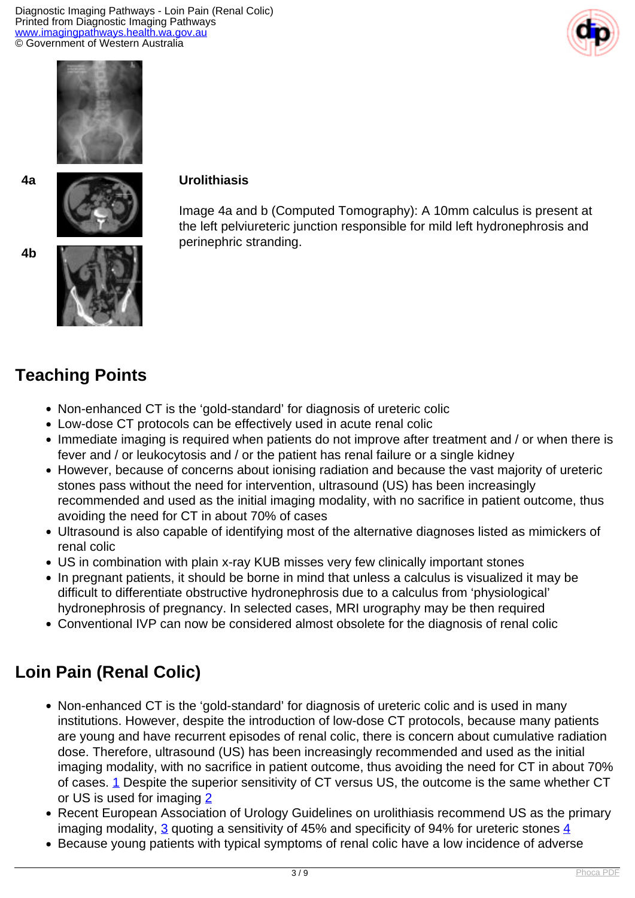4a

4b

**Urolithiasis**

Image 4a and b (Computed Tomography): A 10mm calculus is present at the left pelviureteric junction responsible for mild left hydronephrosis and perinephric stranding.

## Teaching Points

- Non-enhanced CT is the 'gold-standard' for diagnosis of ureteric colic
- Low-dose CT protocols can be effectively used in acute renal colic
- Immediate imaging is required when patients do not improve after treatment and / or when there is fever and / or leukocytosis and / or the patient has renal failure or a single kidney
- However, because of concerns about ionising radiation and because the vast majority of ureteric stones pass without the need for intervention, ultrasound (US) has been increasingly recommended and used as the initial imaging modality, with no sacrifice in patient outcome, thus avoiding the need for CT in about 70% of cases
- Ultrasound is also capable of identifying most of the alternative diagnoses listed as mimickers of renal colic
- US in combination with plain x-ray KUB misses very few clinically important stones
- In pregnant patients, it should be borne in mind that unless a calculus is visualized it may be difficult to differentiate obstructive hydronephrosis due to a calculus from 'physiological' hydronephrosis of pregnancy. In selected cases, MRI urography may be then required
- Conventional IVP can now be considered almost obsolete for the diagnosis of renal colic

## Loin Pain (Renal Colic)

- Non-enhanced CT is the 'gold-standard' for diagnosis of ureteric colic and is used in many institutions. However, despite the introduction of low-dose CT protocols, because many patients are young and have recurrent episodes of renal colic, there is concern about cumulative radiation dose. Therefore, ultrasound (US) has been increasingly recommended and used as the initial imaging modality, with no sacrifice in patient outcome, thus avoiding the need for CT in about 70% of cases. [1] Despite the superior sensitivity of CT versus US, the outcome is the same whether CT or US is used for imaging [2]
- Recent European Association of Urology Guidelines on urolithiasis recommend US as the primary imaging modality, [3] quoting a sensitivity of 45% and specificity of 94% for ureteric stones [4]
- Because young patients with typical symptoms of renal colic have a low incidence of adverse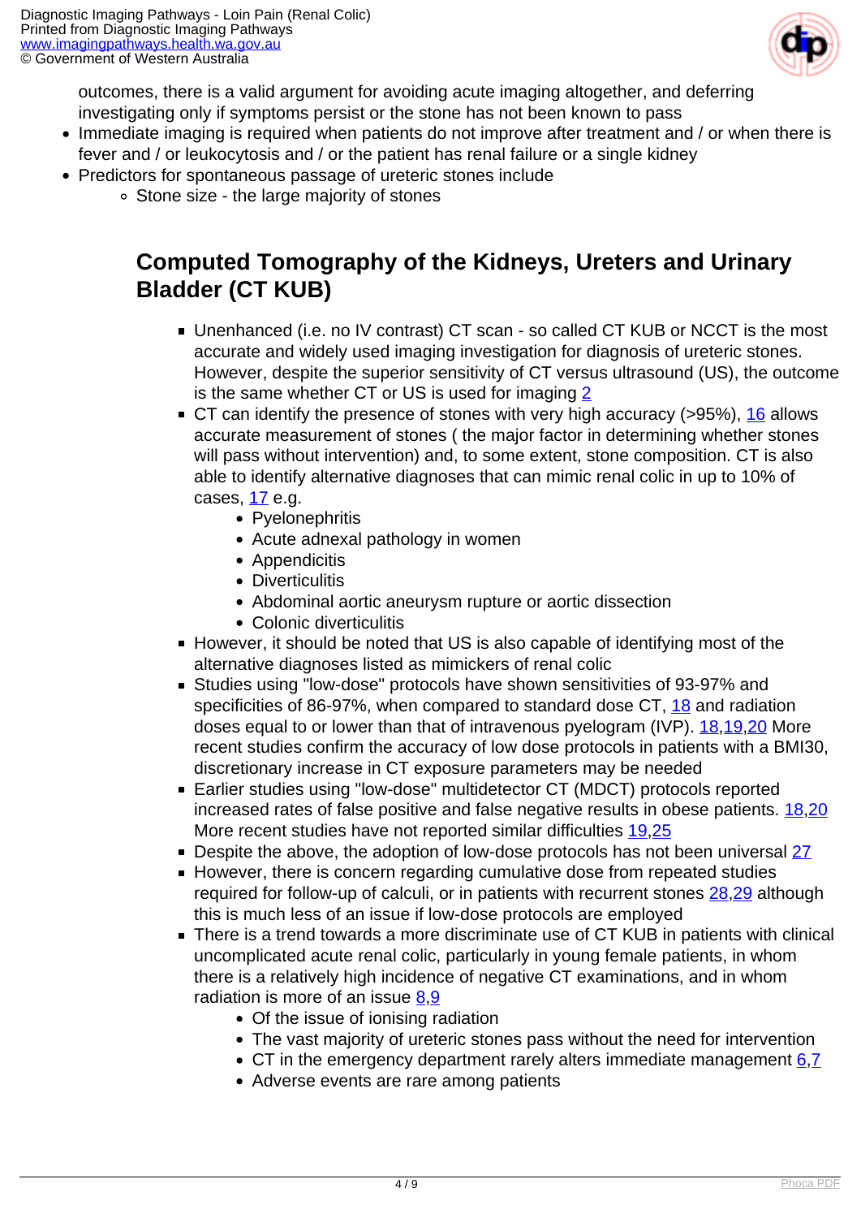outcomes, there is a valid argument for avoiding acute imaging altogether, and deferring investigating only if symptoms persist or the stone has not been known to pass

- Immediate imaging is required when patients do not improve after treatment and / or when there is fever and / or leukocytosis and / or the patient has renal failure or a single kidney
- Predictors for spontaneous passage of ureteric stones include
  - Stone size - the large majority of stones

## Computed Tomography of the Kidneys, Ureters and Urinary Bladder (CT KUB)

- Unenhanced (i.e. no IV contrast) CT scan - so called CT KUB or NCCT is the most accurate and widely used imaging investigation for diagnosis of ureteric stones. However, despite the superior sensitivity of CT versus ultrasound (US), the outcome is the same whether CT or US is used for imaging [2]
- CT can identify the presence of stones with very high accuracy (>95%), [16] allows accurate measurement of stones ( the major factor in determining whether stones will pass without intervention) and, to some extent, stone composition. CT is also able to identify alternative diagnoses that can mimic renal colic in up to 10% of cases, [17] e.g.
  - Pyelonephritis
  - Acute adnexal pathology in women
  - Appendicitis
  - Diverticulitis
  - Abdominal aortic aneurysm rupture or aortic dissection
  - Colonic diverticulitis
- However, it should be noted that US is also capable of identifying most of the alternative diagnoses listed as mimickers of renal colic
- Studies using "low-dose" protocols have shown sensitivities of 93-97% and specificities of 86-97%, when compared to standard dose CT, [18] and radiation doses equal to or lower than that of intravenous pyelogram (IVP). [18,19,20] More recent studies confirm the accuracy of low dose protocols in patients with a BMI30, discretionary increase in CT exposure parameters may be needed
- Earlier studies using "low-dose" multidetector CT (MDCT) protocols reported increased rates of false positive and false negative results in obese patients. [18,20] More recent studies have not reported similar difficulties [19,25]
- Despite the above, the adoption of low-dose protocols has not been universal [27]
- However, there is concern regarding cumulative dose from repeated studies required for follow-up of calculi, or in patients with recurrent stones [28,29] although this is much less of an issue if low-dose protocols are employed
- There is a trend towards a more discriminate use of CT KUB in patients with clinical uncomplicated acute renal colic, particularly in young female patients, in whom there is a relatively high incidence of negative CT examinations, and in whom radiation is more of an issue [8,9]
  - Of the issue of ionising radiation
  - The vast majority of ureteric stones pass without the need for intervention
  - CT in the emergency department rarely alters immediate management [6,7]
  - Adverse events are rare among patients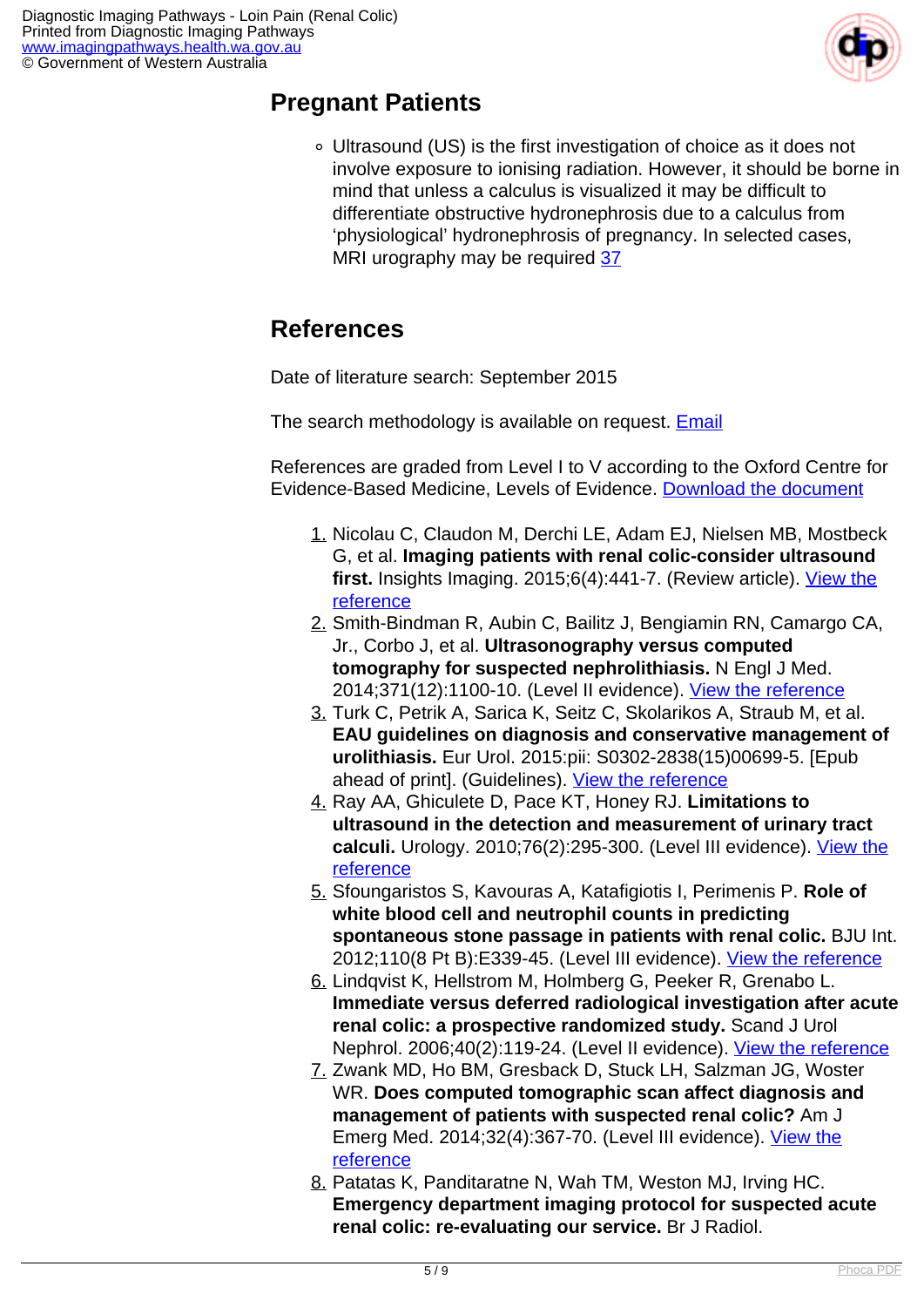## Pregnant Patients

- Ultrasound (US) is the first investigation of choice as it does not involve exposure to ionising radiation. However, it should be borne in mind that unless a calculus is visualized it may be difficult to differentiate obstructive hydronephrosis due to a calculus from 'physiological' hydronephrosis of pregnancy. In selected cases, MRI urography may be required 37

## References

Date of literature search: September 2015

The search methodology is available on request. Email

References are graded from Level I to V according to the Oxford Centre for Evidence-Based Medicine, Levels of Evidence. Download the document

1. Nicolau C, Claudon M, Derchi LE, Adam EJ, Nielsen MB, Mostbeck G, et al. **Imaging patients with renal colic-consider ultrasound first.** Insights Imaging. 2015;6(4):441-7. (Review article). View the reference
2. Smith-Bindman R, Aubin C, Bailitz J, Bengiamin RN, Camargo CA, Jr., Corbo J, et al. **Ultrasonography versus computed tomography for suspected nephrolithiasis.** N Engl J Med. 2014;371(12):1100-10. (Level II evidence). View the reference
3. Turk C, Petrik A, Sarica K, Seitz C, Skolarikos A, Straub M, et al. **EAU guidelines on diagnosis and conservative management of urolithiasis.** Eur Urol. 2015:pii: S0302-2838(15)00699-5. [Epub ahead of print]. (Guidelines). View the reference
4. Ray AA, Ghiculete D, Pace KT, Honey RJ. **Limitations to ultrasound in the detection and measurement of urinary tract calculi.** Urology. 2010;76(2):295-300. (Level III evidence). View the reference
5. Sfoungaristos S, Kavouras A, Katafigiotis I, Perimenis P. **Role of white blood cell and neutrophil counts in predicting spontaneous stone passage in patients with renal colic.** BJU Int. 2012;110(8 Pt B):E339-45. (Level III evidence). View the reference
6. Lindqvist K, Hellstrom M, Holmberg G, Peeker R, Grenabo L. **Immediate versus deferred radiological investigation after acute renal colic: a prospective randomized study.** Scand J Urol Nephrol. 2006;40(2):119-24. (Level II evidence). View the reference
7. Zwank MD, Ho BM, Gresback D, Stuck LH, Salzman JG, Woster WR. **Does computed tomographic scan affect diagnosis and management of patients with suspected renal colic?** Am J Emerg Med. 2014;32(4):367-70. (Level III evidence). View the reference
8. Patatas K, Panditaratne N, Wah TM, Weston MJ, Irving HC. **Emergency department imaging protocol for suspected acute renal colic: re-evaluating our service.** Br J Radiol.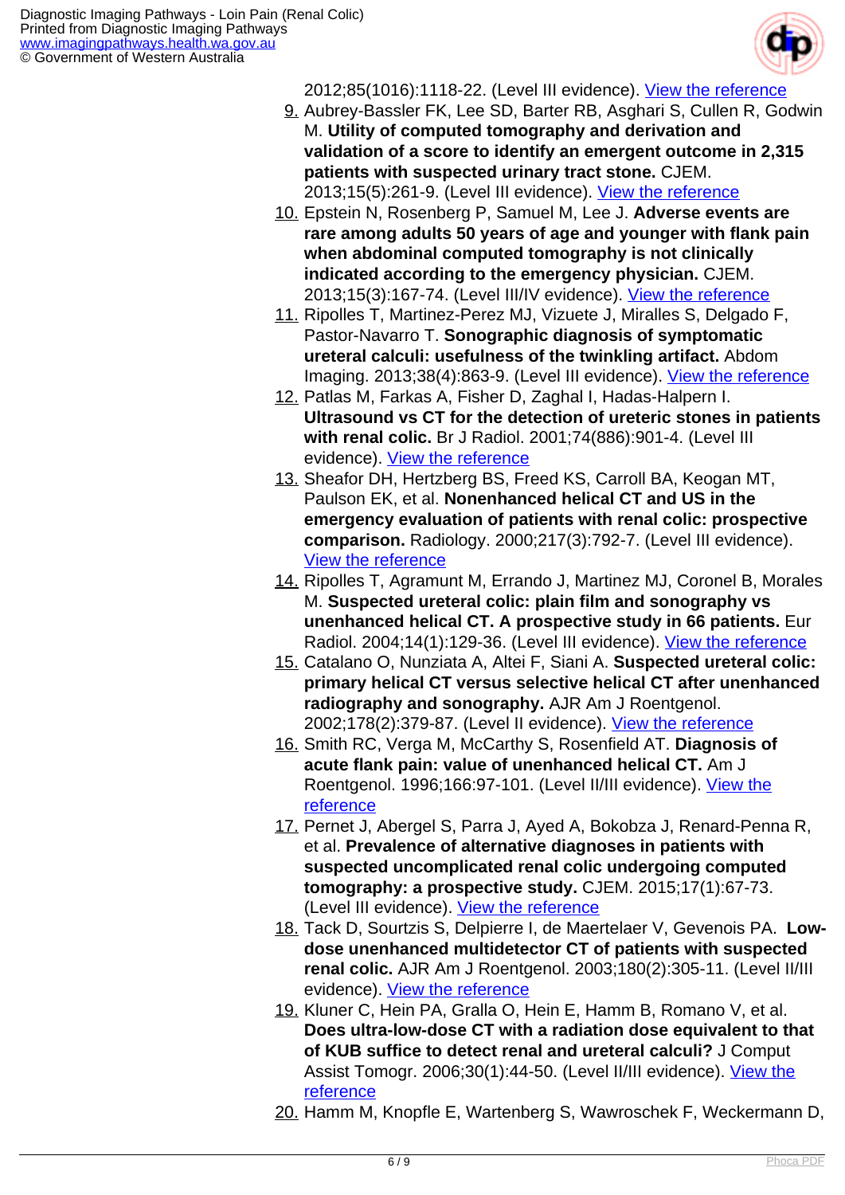2012;85(1016):1118-22. (Level III evidence). View the reference

9. Aubrey-Bassler FK, Lee SD, Barter RB, Asghari S, Cullen R, Godwin M. **Utility of computed tomography and derivation and validation of a score to identify an emergent outcome in 2,315 patients with suspected urinary tract stone.** CJEM. 2013;15(5):261-9. (Level III evidence). View the reference
10. Epstein N, Rosenberg P, Samuel M, Lee J. **Adverse events are rare among adults 50 years of age and younger with flank pain when abdominal computed tomography is not clinically indicated according to the emergency physician.** CJEM. 2013;15(3):167-74. (Level III/IV evidence). View the reference
11. Ripolles T, Martinez-Perez MJ, Vizuete J, Miralles S, Delgado F, Pastor-Navarro T. **Sonographic diagnosis of symptomatic ureteral calculi: usefulness of the twinkling artifact.** Abdom Imaging. 2013;38(4):863-9. (Level III evidence). View the reference
12. Patlas M, Farkas A, Fisher D, Zaghal I, Hadas-Halpern I. **Ultrasound vs CT for the detection of ureteric stones in patients with renal colic.** Br J Radiol. 2001;74(886):901-4. (Level III evidence). View the reference
13. Sheafor DH, Hertzberg BS, Freed KS, Carroll BA, Keogan MT, Paulson EK, et al. **Nonenhanced helical CT and US in the emergency evaluation of patients with renal colic: prospective comparison.** Radiology. 2000;217(3):792-7. (Level III evidence). View the reference
14. Ripolles T, Agramunt M, Errando J, Martinez MJ, Coronel B, Morales M. **Suspected ureteral colic: plain film and sonography vs unenhanced helical CT. A prospective study in 66 patients.** Eur Radiol. 2004;14(1):129-36. (Level III evidence). View the reference
15. Catalano O, Nunziata A, Altei F, Siani A. **Suspected ureteral colic: primary helical CT versus selective helical CT after unenhanced radiography and sonography.** AJR Am J Roentgenol. 2002;178(2):379-87. (Level II evidence). View the reference
16. Smith RC, Verga M, McCarthy S, Rosenfield AT. **Diagnosis of acute flank pain: value of unenhanced helical CT.** Am J Roentgenol. 1996;166:97-101. (Level II/III evidence). View the reference
17. Pernet J, Abergel S, Parra J, Ayed A, Bokobza J, Renard-Penna R, et al. **Prevalence of alternative diagnoses in patients with suspected uncomplicated renal colic undergoing computed tomography: a prospective study.** CJEM. 2015;17(1):67-73. (Level III evidence). View the reference
18. Tack D, Sourtzis S, Delpierre I, de Maertelaer V, Gevenois PA. **Low-dose unenhanced multidetector CT of patients with suspected renal colic.** AJR Am J Roentgenol. 2003;180(2):305-11. (Level II/III evidence). View the reference
19. Kluner C, Hein PA, Gralla O, Hein E, Hamm B, Romano V, et al. **Does ultra-low-dose CT with a radiation dose equivalent to that of KUB suffice to detect renal and ureteral calculi?** J Comput Assist Tomogr. 2006;30(1):44-50. (Level II/III evidence). View the reference
20. Hamm M, Knopfle E, Wartenberg S, Wawroschek F, Weckermann D,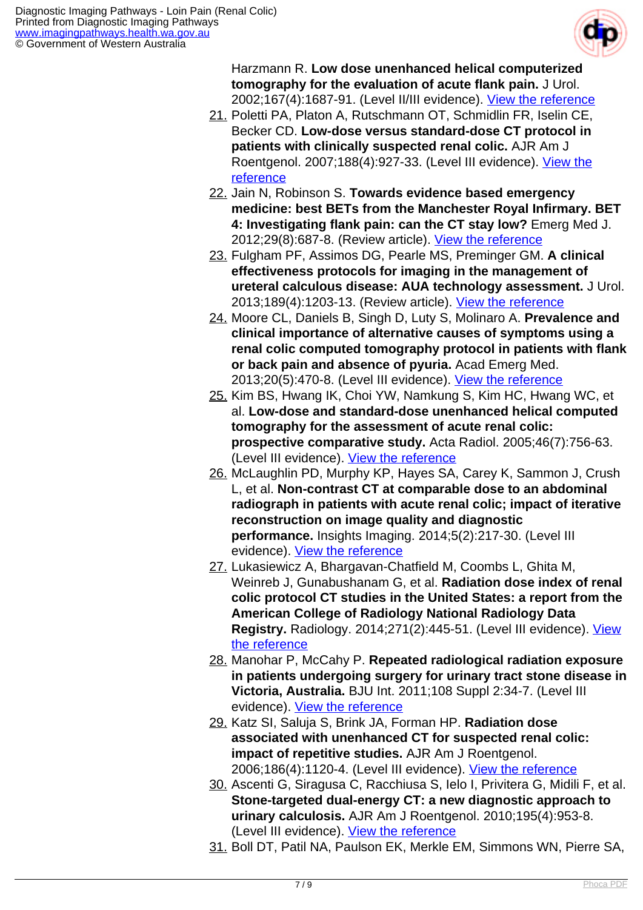Harzmann R. **Low dose unenhanced helical computerized tomography for the evaluation of acute flank pain.** J Urol. 2002;167(4):1687-91. (Level II/III evidence). View the reference

21. Poletti PA, Platon A, Rutschmann OT, Schmidlin FR, Iselin CE, Becker CD. **Low-dose versus standard-dose CT protocol in patients with clinically suspected renal colic.** AJR Am J Roentgenol. 2007;188(4):927-33. (Level III evidence). View the reference
22. Jain N, Robinson S. **Towards evidence based emergency medicine: best BETs from the Manchester Royal Infirmary. BET 4: Investigating flank pain: can the CT stay low?** Emerg Med J. 2012;29(8):687-8. (Review article). View the reference
23. Fulgham PF, Assimos DG, Pearle MS, Preminger GM. **A clinical effectiveness protocols for imaging in the management of ureteral calculous disease: AUA technology assessment.** J Urol. 2013;189(4):1203-13. (Review article). View the reference
24. Moore CL, Daniels B, Singh D, Luty S, Molinaro A. **Prevalence and clinical importance of alternative causes of symptoms using a renal colic computed tomography protocol in patients with flank or back pain and absence of pyuria.** Acad Emerg Med. 2013;20(5):470-8. (Level III evidence). View the reference
25. Kim BS, Hwang IK, Choi YW, Namkung S, Kim HC, Hwang WC, et al. **Low-dose and standard-dose unenhanced helical computed tomography for the assessment of acute renal colic: prospective comparative study.** Acta Radiol. 2005;46(7):756-63. (Level III evidence). View the reference
26. McLaughlin PD, Murphy KP, Hayes SA, Carey K, Sammon J, Crush L, et al. **Non-contrast CT at comparable dose to an abdominal radiograph in patients with acute renal colic; impact of iterative reconstruction on image quality and diagnostic performance.** Insights Imaging. 2014;5(2):217-30. (Level III evidence). View the reference
27. Lukasiewicz A, Bhargavan-Chatfield M, Coombs L, Ghita M, Weinreb J, Gunabushanam G, et al. **Radiation dose index of renal colic protocol CT studies in the United States: a report from the American College of Radiology National Radiology Data Registry.** Radiology. 2014;271(2):445-51. (Level III evidence). View the reference
28. Manohar P, McCahy P. **Repeated radiological radiation exposure in patients undergoing surgery for urinary tract stone disease in Victoria, Australia.** BJU Int. 2011;108 Suppl 2:34-7. (Level III evidence). View the reference
29. Katz SI, Saluja S, Brink JA, Forman HP. **Radiation dose associated with unenhanced CT for suspected renal colic: impact of repetitive studies.** AJR Am J Roentgenol. 2006;186(4):1120-4. (Level III evidence). View the reference
30. Ascenti G, Siragusa C, Racchiusa S, Ielo I, Privitera G, Midili F, et al. **Stone-targeted dual-energy CT: a new diagnostic approach to urinary calculosis.** AJR Am J Roentgenol. 2010;195(4):953-8. (Level III evidence). View the reference
31. Boll DT, Patil NA, Paulson EK, Merkle EM, Simmons WN, Pierre SA,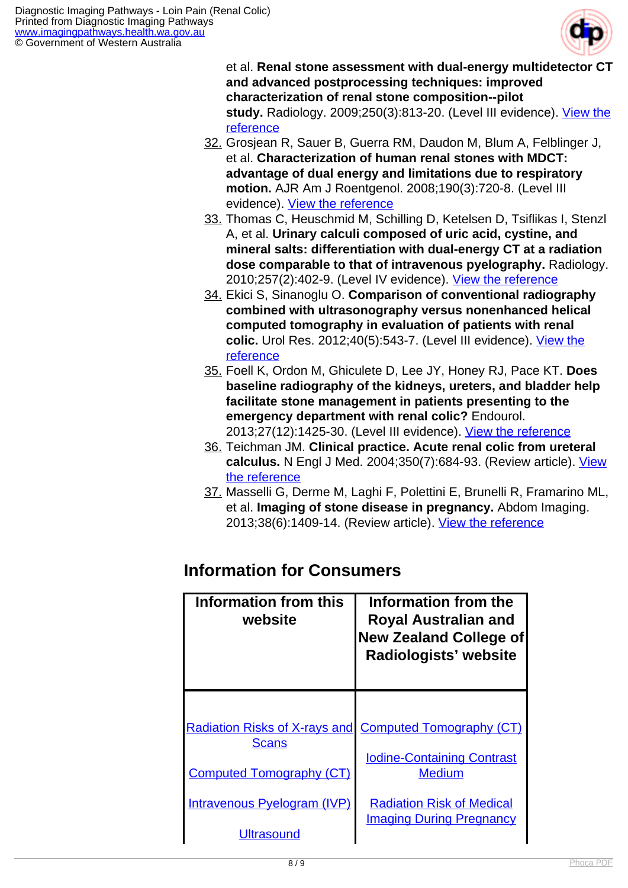et al. **Renal stone assessment with dual-energy multidetector CT and advanced postprocessing techniques: improved characterization of renal stone composition--pilot study.** Radiology. 2009;250(3):813-20. (Level III evidence). View the reference

32. Grosjean R, Sauer B, Guerra RM, Daudon M, Blum A, Felblinger J, et al. **Characterization of human renal stones with MDCT: advantage of dual energy and limitations due to respiratory motion.** AJR Am J Roentgenol. 2008;190(3):720-8. (Level III evidence). View the reference
33. Thomas C, Heuschmid M, Schilling D, Ketelsen D, Tsiflikas I, Stenzl A, et al. **Urinary calculi composed of uric acid, cystine, and mineral salts: differentiation with dual-energy CT at a radiation dose comparable to that of intravenous pyelography.** Radiology. 2010;257(2):402-9. (Level IV evidence). View the reference
34. Ekici S, Sinanoglu O. **Comparison of conventional radiography combined with ultrasonography versus nonenhanced helical computed tomography in evaluation of patients with renal colic.** Urol Res. 2012;40(5):543-7. (Level III evidence). View the reference
35. Foell K, Ordon M, Ghiculete D, Lee JY, Honey RJ, Pace KT. **Does baseline radiography of the kidneys, ureters, and bladder help facilitate stone management in patients presenting to the emergency department with renal colic?** Endourol. 2013;27(12):1425-30. (Level III evidence). View the reference
36. Teichman JM. **Clinical practice. Acute renal colic from ureteral calculus.** N Engl J Med. 2004;350(7):684-93. (Review article). View the reference
37. Masselli G, Derme M, Laghi F, Polettini E, Brunelli R, Framarino ML, et al. **Imaging of stone disease in pregnancy.** Abdom Imaging. 2013;38(6):1409-14. (Review article). View the reference

## Information for Consumers

| Information from this website | Information from the Royal Australian and New Zealand College of Radiologists' website |
|---|---|
| Radiation Risks of X-rays and Scans<br><br>Computed Tomography (CT)<br><br>Intravenous Pyelogram (IVP)<br><br>Ultrasound | Computed Tomography (CT)<br><br>Iodine-Containing Contrast Medium<br><br>Radiation Risk of Medical Imaging During Pregnancy |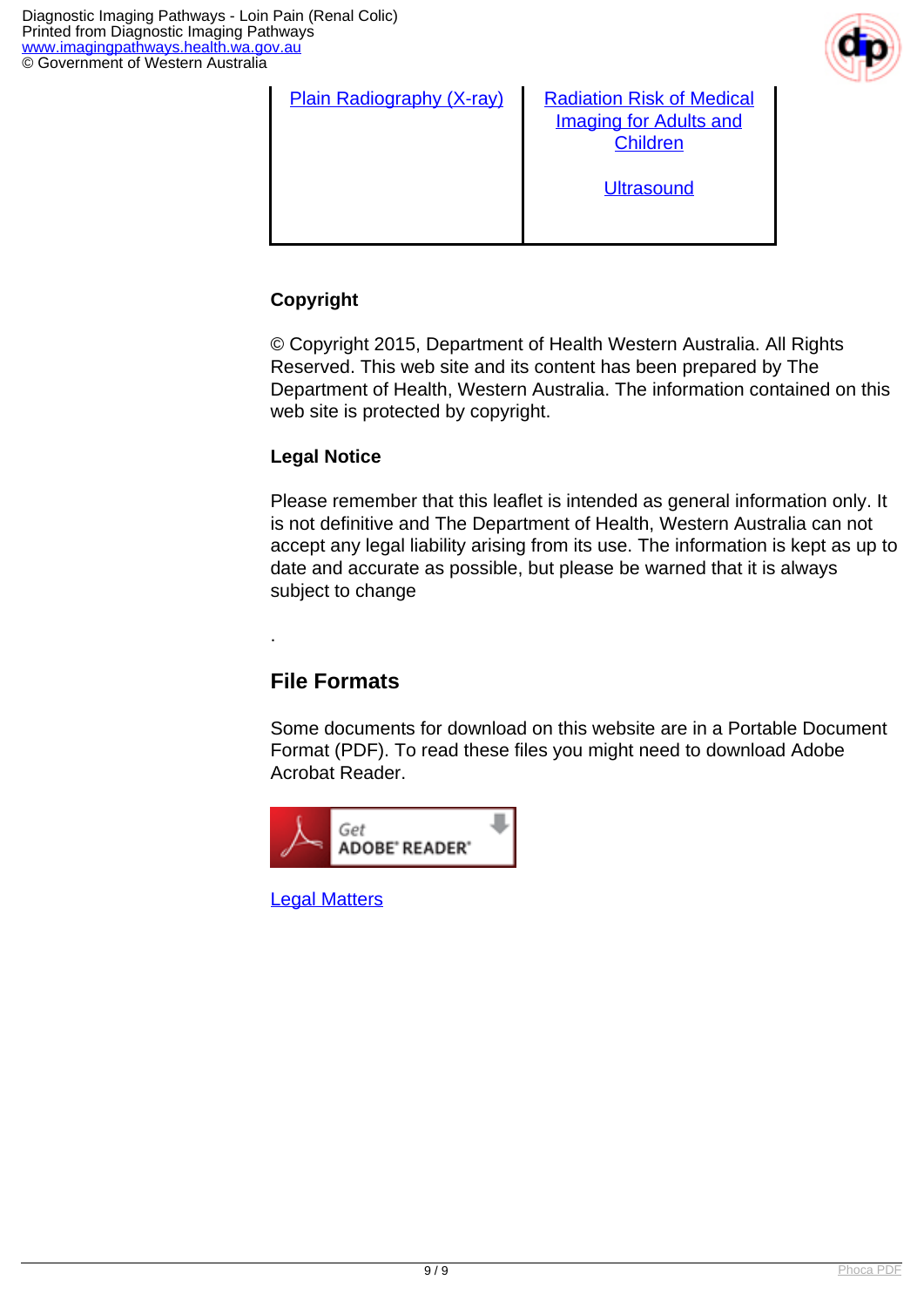| | |
|---|---|
| Plain Radiography (X-ray) | Radiation Risk of Medical Imaging for Adults and Children<br><br>Ultrasound |

**Copyright**

© Copyright 2015, Department of Health Western Australia. All Rights Reserved. This web site and its content has been prepared by The Department of Health, Western Australia. The information contained on this web site is protected by copyright.

**Legal Notice**

Please remember that this leaflet is intended as general information only. It is not definitive and The Department of Health, Western Australia can not accept any legal liability arising from its use. The information is kept as up to date and accurate as possible, but please be warned that it is always subject to change

.

## File Formats

Some documents for download on this website are in a Portable Document Format (PDF). To read these files you might need to download Adobe Acrobat Reader.

Get ADOBE® READER®

Legal Matters